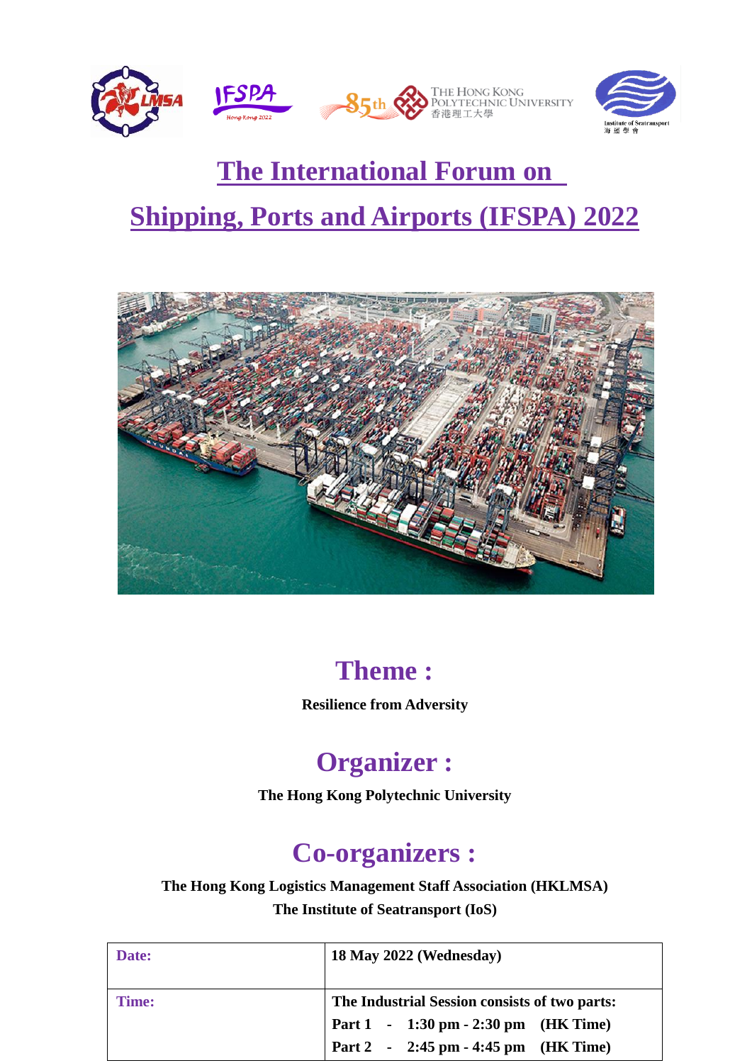# The International Forum on Shipping, Ports and Airports (IFSPA) 2022

## Theme :

**Resilience from Adversity**

## Organizer :

**The Hong Kong Polytechnic University**

## Co-organizers :

**The Hong Kong Logistics Management Staff Association (HKLMSA)**
**The Institute of Seatransport (IoS)**

| Date: | 18 May 2022 (Wednesday) |
|---|---|
| Time: | The Industrial Session consists of two parts:<br>Part 1 - 1:30 pm - 2:30 pm (HK Time)<br>Part 2 - 2:45 pm - 4:45 pm (HK Time) |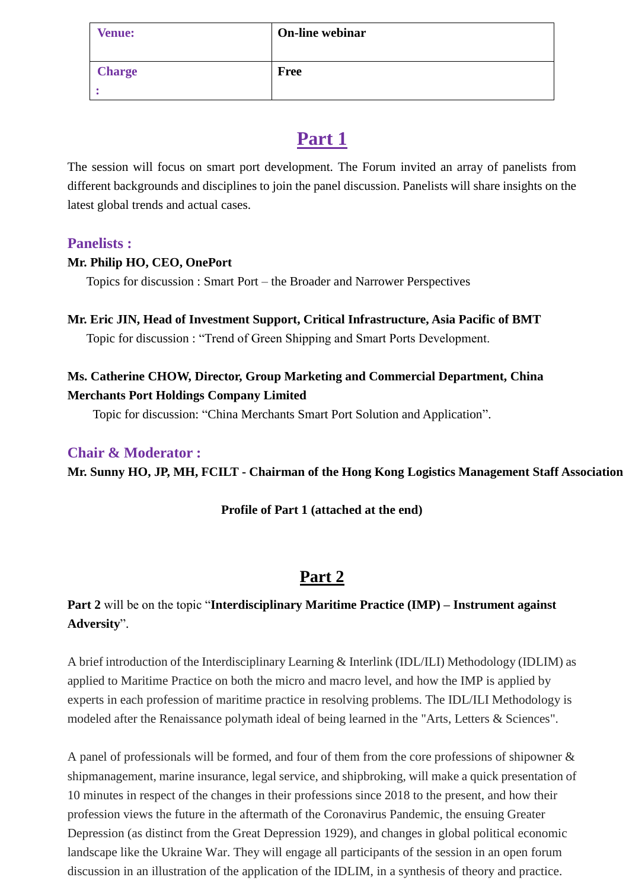| Venue: | On-line webinar |
| --- | --- |
| Charge: | Free |

# Part 1

The session will focus on smart port development. The Forum invited an array of panelists from different backgrounds and disciplines to join the panel discussion. Panelists will share insights on the latest global trends and actual cases.

### Panelists :

**Mr. Philip HO, CEO, OnePort**

Topics for discussion : Smart Port – the Broader and Narrower Perspectives

**Mr. Eric JIN, Head of Investment Support, Critical Infrastructure, Asia Pacific of BMT**

Topic for discussion : "Trend of Green Shipping and Smart Ports Development.

**Ms. Catherine CHOW, Director, Group Marketing and Commercial Department, China Merchants Port Holdings Company Limited**

Topic for discussion: "China Merchants Smart Port Solution and Application".

### Chair & Moderator :

**Mr. Sunny HO, JP, MH, FCILT - Chairman of the Hong Kong Logistics Management Staff Association**

**Profile of Part 1 (attached at the end)**

# Part 2

**Part 2** will be on the topic "**Interdisciplinary Maritime Practice (IMP) – Instrument against Adversity**".

A brief introduction of the Interdisciplinary Learning & Interlink (IDL/ILI) Methodology (IDLIM) as applied to Maritime Practice on both the micro and macro level, and how the IMP is applied by experts in each profession of maritime practice in resolving problems. The IDL/ILI Methodology is modeled after the Renaissance polymath ideal of being learned in the "Arts, Letters & Sciences".

A panel of professionals will be formed, and four of them from the core professions of shipowner & shipmanagement, marine insurance, legal service, and shipbroking, will make a quick presentation of 10 minutes in respect of the changes in their professions since 2018 to the present, and how their profession views the future in the aftermath of the Coronavirus Pandemic, the ensuing Greater Depression (as distinct from the Great Depression 1929), and changes in global political economic landscape like the Ukraine War. They will engage all participants of the session in an open forum discussion in an illustration of the application of the IDLIM, in a synthesis of theory and practice.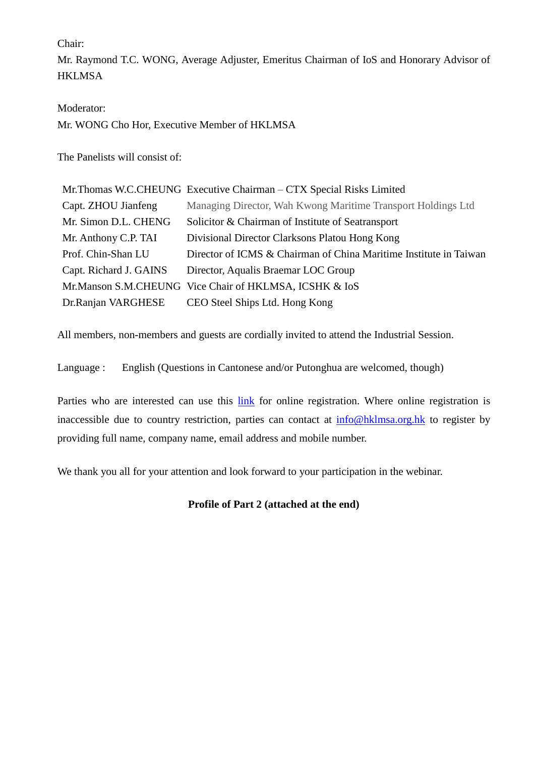Chair:
Mr. Raymond T.C. WONG, Average Adjuster, Emeritus Chairman of IoS and Honorary Advisor of HKLMSA

Moderator:
Mr. WONG Cho Hor, Executive Member of HKLMSA

The Panelists will consist of:

| | |
|---|---|
| Mr.Thomas W.C.CHEUNG | Executive Chairman – CTX Special Risks Limited |
| Capt. ZHOU Jianfeng | Managing Director, Wah Kwong Maritime Transport Holdings Ltd |
| Mr. Simon D.L. CHENG | Solicitor & Chairman of Institute of Seatransport |
| Mr. Anthony C.P. TAI | Divisional Director Clarksons Platou Hong Kong |
| Prof. Chin-Shan LU | Director of ICMS & Chairman of China Maritime Institute in Taiwan |
| Capt. Richard J. GAINS | Director, Aqualis Braemar LOC Group |
| Mr.Manson S.M.CHEUNG | Vice Chair of HKLMSA, ICSHK & IoS |
| Dr.Ranjan VARGHESE | CEO Steel Ships Ltd. Hong Kong |

All members, non-members and guests are cordially invited to attend the Industrial Session.

Language : English (Questions in Cantonese and/or Putonghua are welcomed, though)

Parties who are interested can use this link for online registration. Where online registration is inaccessible due to country restriction, parties can contact at info@hklmsa.org.hk to register by providing full name, company name, email address and mobile number.

We thank you all for your attention and look forward to your participation in the webinar.

**Profile of Part 2 (attached at the end)**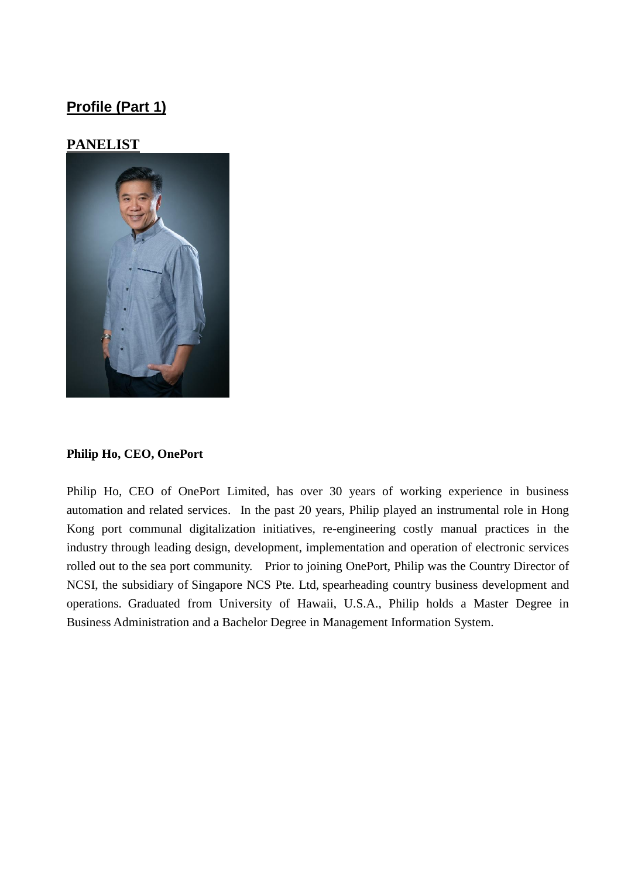## Profile (Part 1)

## PANELIST

**Philip Ho, CEO, OnePort**

Philip Ho, CEO of OnePort Limited, has over 30 years of working experience in business automation and related services. In the past 20 years, Philip played an instrumental role in Hong Kong port communal digitalization initiatives, re-engineering costly manual practices in the industry through leading design, development, implementation and operation of electronic services rolled out to the sea port community. Prior to joining OnePort, Philip was the Country Director of NCSI, the subsidiary of Singapore NCS Pte. Ltd, spearheading country business development and operations. Graduated from University of Hawaii, U.S.A., Philip holds a Master Degree in Business Administration and a Bachelor Degree in Management Information System.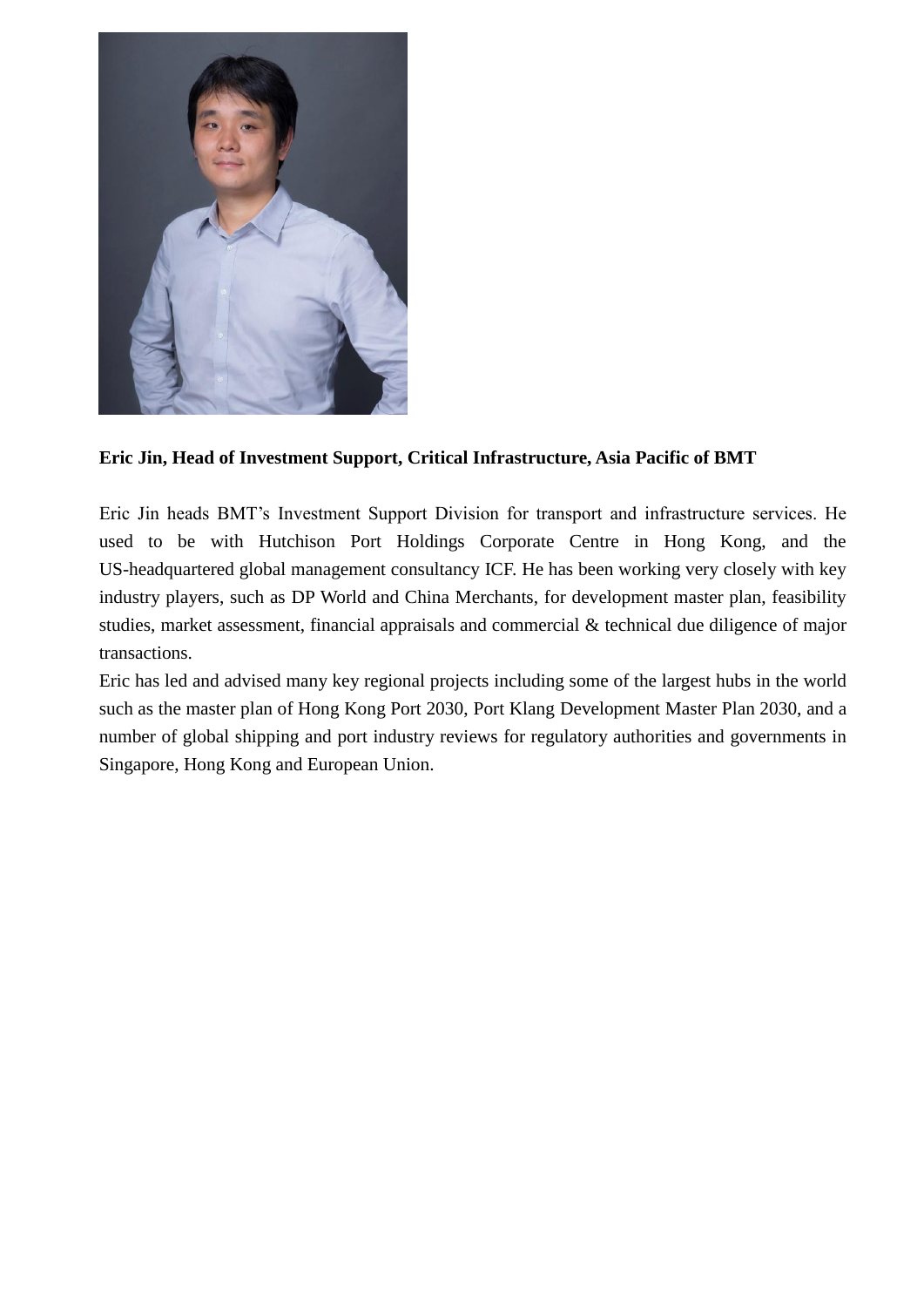**Eric Jin, Head of Investment Support, Critical Infrastructure, Asia Pacific of BMT**

Eric Jin heads BMT's Investment Support Division for transport and infrastructure services. He used to be with Hutchison Port Holdings Corporate Centre in Hong Kong, and the US-headquartered global management consultancy ICF. He has been working very closely with key industry players, such as DP World and China Merchants, for development master plan, feasibility studies, market assessment, financial appraisals and commercial & technical due diligence of major transactions.

Eric has led and advised many key regional projects including some of the largest hubs in the world such as the master plan of Hong Kong Port 2030, Port Klang Development Master Plan 2030, and a number of global shipping and port industry reviews for regulatory authorities and governments in Singapore, Hong Kong and European Union.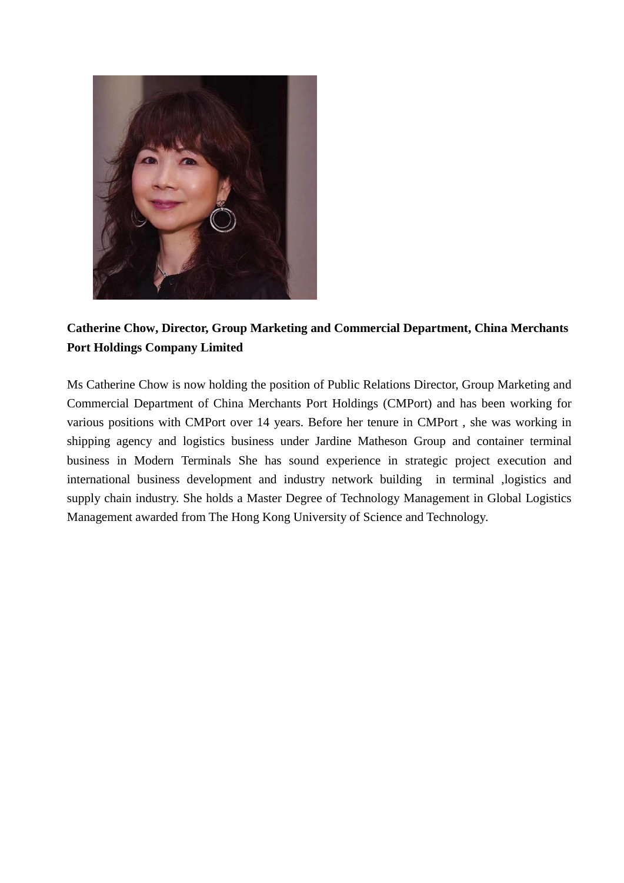**Catherine Chow, Director, Group Marketing and Commercial Department, China Merchants Port Holdings Company Limited**

Ms Catherine Chow is now holding the position of Public Relations Director, Group Marketing and Commercial Department of China Merchants Port Holdings (CMPort) and has been working for various positions with CMPort over 14 years. Before her tenure in CMPort , she was working in shipping agency and logistics business under Jardine Matheson Group and container terminal business in Modern Terminals She has sound experience in strategic project execution and international business development and industry network building in terminal ,logistics and supply chain industry. She holds a Master Degree of Technology Management in Global Logistics Management awarded from The Hong Kong University of Science and Technology.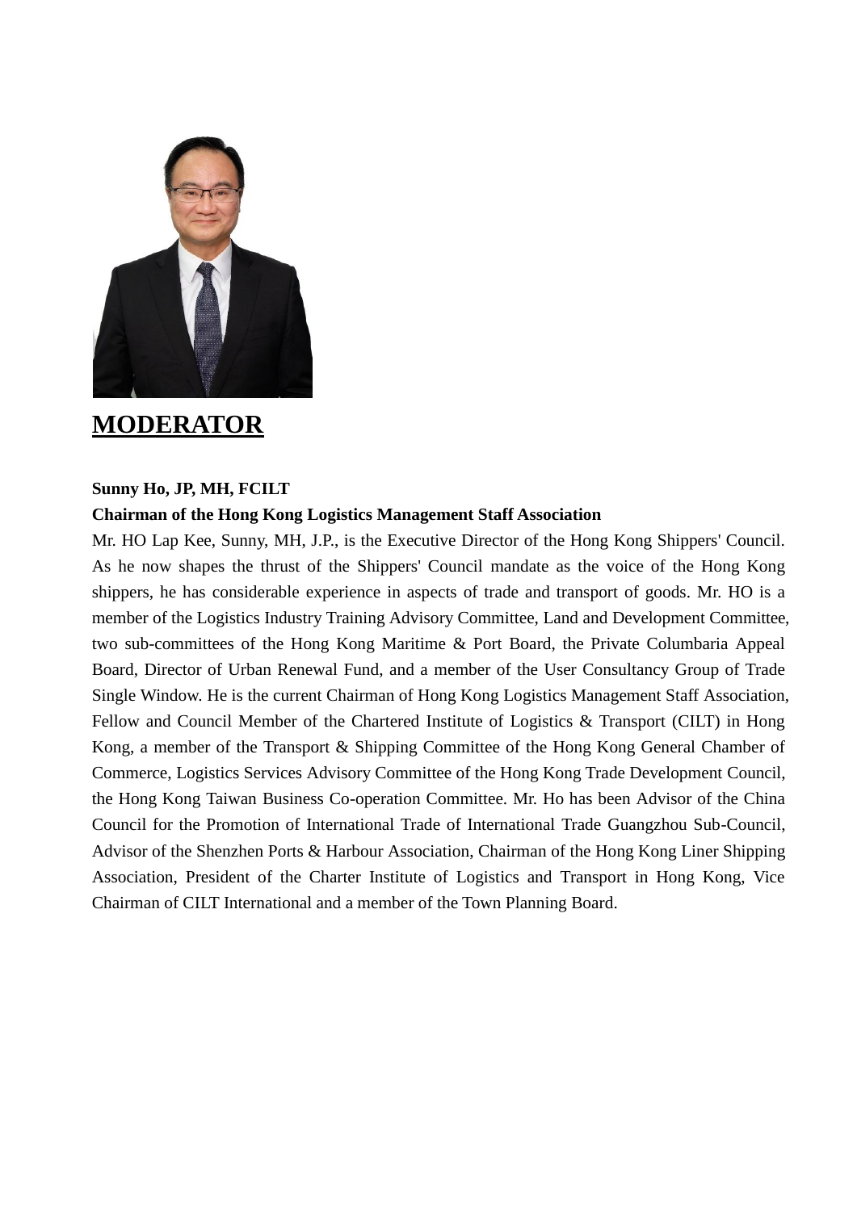# MODERATOR

**Sunny Ho, JP, MH, FCILT**

**Chairman of the Hong Kong Logistics Management Staff Association**

Mr. HO Lap Kee, Sunny, MH, J.P., is the Executive Director of the Hong Kong Shippers' Council. As he now shapes the thrust of the Shippers' Council mandate as the voice of the Hong Kong shippers, he has considerable experience in aspects of trade and transport of goods. Mr. HO is a member of the Logistics Industry Training Advisory Committee, Land and Development Committee, two sub-committees of the Hong Kong Maritime & Port Board, the Private Columbaria Appeal Board, Director of Urban Renewal Fund, and a member of the User Consultancy Group of Trade Single Window. He is the current Chairman of Hong Kong Logistics Management Staff Association, Fellow and Council Member of the Chartered Institute of Logistics & Transport (CILT) in Hong Kong, a member of the Transport & Shipping Committee of the Hong Kong General Chamber of Commerce, Logistics Services Advisory Committee of the Hong Kong Trade Development Council, the Hong Kong Taiwan Business Co-operation Committee. Mr. Ho has been Advisor of the China Council for the Promotion of International Trade of International Trade Guangzhou Sub-Council, Advisor of the Shenzhen Ports & Harbour Association, Chairman of the Hong Kong Liner Shipping Association, President of the Charter Institute of Logistics and Transport in Hong Kong, Vice Chairman of CILT International and a member of the Town Planning Board.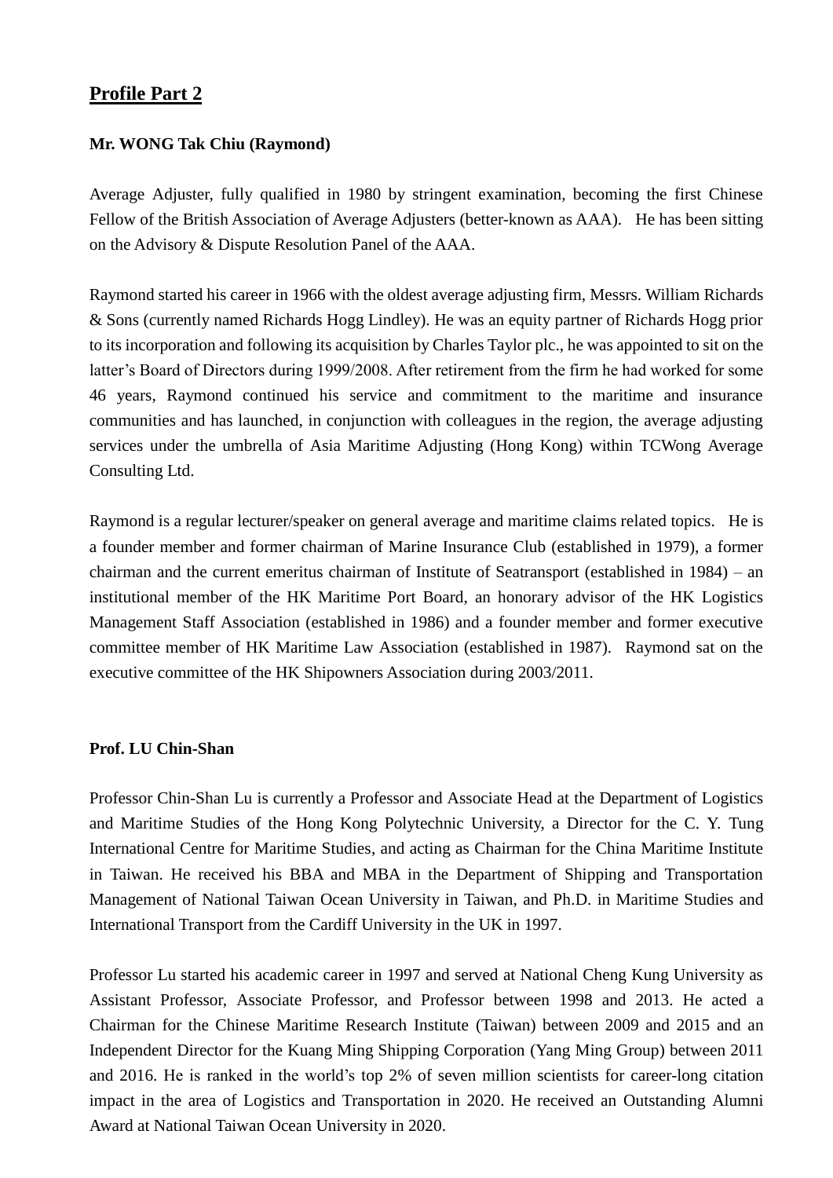## Profile Part 2

**Mr. WONG Tak Chiu (Raymond)**

Average Adjuster, fully qualified in 1980 by stringent examination, becoming the first Chinese Fellow of the British Association of Average Adjusters (better-known as AAA). He has been sitting on the Advisory & Dispute Resolution Panel of the AAA.

Raymond started his career in 1966 with the oldest average adjusting firm, Messrs. William Richards & Sons (currently named Richards Hogg Lindley). He was an equity partner of Richards Hogg prior to its incorporation and following its acquisition by Charles Taylor plc., he was appointed to sit on the latter's Board of Directors during 1999/2008. After retirement from the firm he had worked for some 46 years, Raymond continued his service and commitment to the maritime and insurance communities and has launched, in conjunction with colleagues in the region, the average adjusting services under the umbrella of Asia Maritime Adjusting (Hong Kong) within TCWong Average Consulting Ltd.

Raymond is a regular lecturer/speaker on general average and maritime claims related topics. He is a founder member and former chairman of Marine Insurance Club (established in 1979), a former chairman and the current emeritus chairman of Institute of Seatransport (established in 1984) – an institutional member of the HK Maritime Port Board, an honorary advisor of the HK Logistics Management Staff Association (established in 1986) and a founder member and former executive committee member of HK Maritime Law Association (established in 1987). Raymond sat on the executive committee of the HK Shipowners Association during 2003/2011.

**Prof. LU Chin-Shan**

Professor Chin-Shan Lu is currently a Professor and Associate Head at the Department of Logistics and Maritime Studies of the Hong Kong Polytechnic University, a Director for the C. Y. Tung International Centre for Maritime Studies, and acting as Chairman for the China Maritime Institute in Taiwan. He received his BBA and MBA in the Department of Shipping and Transportation Management of National Taiwan Ocean University in Taiwan, and Ph.D. in Maritime Studies and International Transport from the Cardiff University in the UK in 1997.

Professor Lu started his academic career in 1997 and served at National Cheng Kung University as Assistant Professor, Associate Professor, and Professor between 1998 and 2013. He acted a Chairman for the Chinese Maritime Research Institute (Taiwan) between 2009 and 2015 and an Independent Director for the Kuang Ming Shipping Corporation (Yang Ming Group) between 2011 and 2016. He is ranked in the world's top 2% of seven million scientists for career-long citation impact in the area of Logistics and Transportation in 2020. He received an Outstanding Alumni Award at National Taiwan Ocean University in 2020.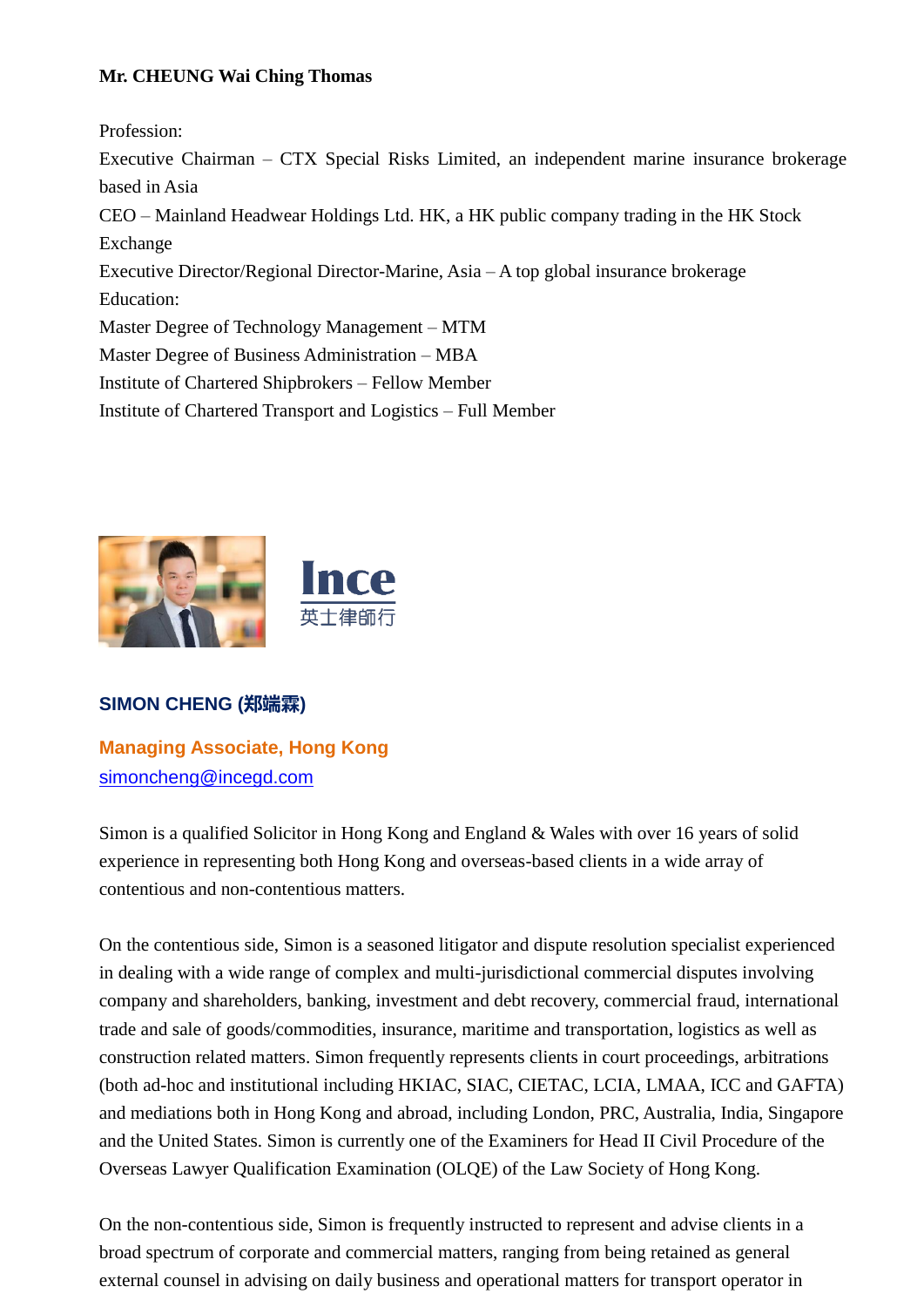**Mr. CHEUNG Wai Ching Thomas**

Profession:
Executive Chairman – CTX Special Risks Limited, an independent marine insurance brokerage based in Asia
CEO – Mainland Headwear Holdings Ltd. HK, a HK public company trading in the HK Stock Exchange
Executive Director/Regional Director-Marine, Asia – A top global insurance brokerage
Education:
Master Degree of Technology Management – MTM
Master Degree of Business Administration – MBA
Institute of Chartered Shipbrokers – Fellow Member
Institute of Chartered Transport and Logistics – Full Member

Ince
英士律師行

**SIMON CHENG (郑端霖)**

**Managing Associate, Hong Kong**
simoncheng@incegd.com

Simon is a qualified Solicitor in Hong Kong and England & Wales with over 16 years of solid experience in representing both Hong Kong and overseas-based clients in a wide array of contentious and non-contentious matters.

On the contentious side, Simon is a seasoned litigator and dispute resolution specialist experienced in dealing with a wide range of complex and multi-jurisdictional commercial disputes involving company and shareholders, banking, investment and debt recovery, commercial fraud, international trade and sale of goods/commodities, insurance, maritime and transportation, logistics as well as construction related matters. Simon frequently represents clients in court proceedings, arbitrations (both ad-hoc and institutional including HKIAC, SIAC, CIETAC, LCIA, LMAA, ICC and GAFTA) and mediations both in Hong Kong and abroad, including London, PRC, Australia, India, Singapore and the United States. Simon is currently one of the Examiners for Head II Civil Procedure of the Overseas Lawyer Qualification Examination (OLQE) of the Law Society of Hong Kong.

On the non-contentious side, Simon is frequently instructed to represent and advise clients in a broad spectrum of corporate and commercial matters, ranging from being retained as general external counsel in advising on daily business and operational matters for transport operator in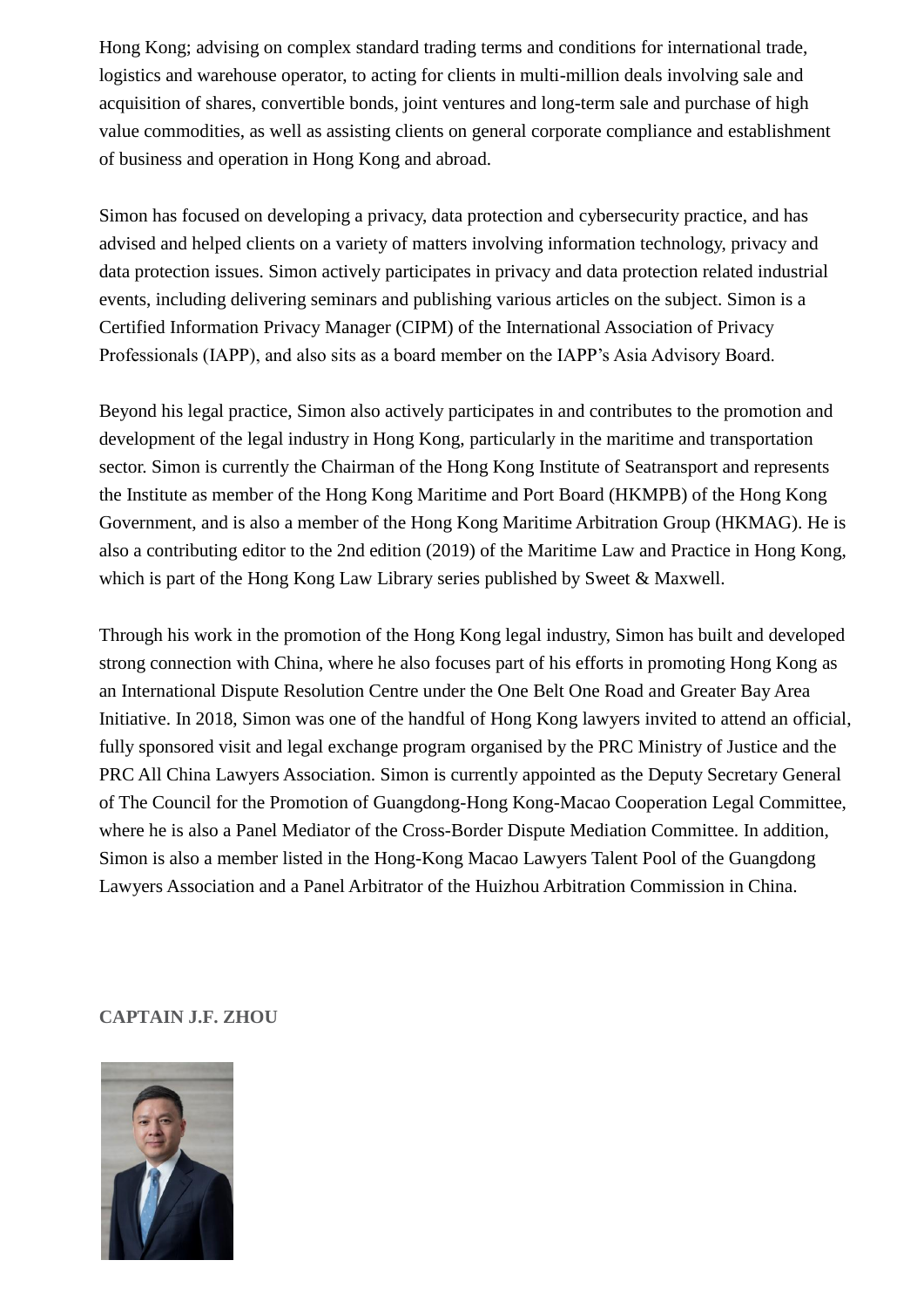Hong Kong; advising on complex standard trading terms and conditions for international trade, logistics and warehouse operator, to acting for clients in multi-million deals involving sale and acquisition of shares, convertible bonds, joint ventures and long-term sale and purchase of high value commodities, as well as assisting clients on general corporate compliance and establishment of business and operation in Hong Kong and abroad.

Simon has focused on developing a privacy, data protection and cybersecurity practice, and has advised and helped clients on a variety of matters involving information technology, privacy and data protection issues. Simon actively participates in privacy and data protection related industrial events, including delivering seminars and publishing various articles on the subject. Simon is a Certified Information Privacy Manager (CIPM) of the International Association of Privacy Professionals (IAPP), and also sits as a board member on the IAPP's Asia Advisory Board.

Beyond his legal practice, Simon also actively participates in and contributes to the promotion and development of the legal industry in Hong Kong, particularly in the maritime and transportation sector. Simon is currently the Chairman of the Hong Kong Institute of Seatransport and represents the Institute as member of the Hong Kong Maritime and Port Board (HKMPB) of the Hong Kong Government, and is also a member of the Hong Kong Maritime Arbitration Group (HKMAG). He is also a contributing editor to the 2nd edition (2019) of the Maritime Law and Practice in Hong Kong, which is part of the Hong Kong Law Library series published by Sweet & Maxwell.

Through his work in the promotion of the Hong Kong legal industry, Simon has built and developed strong connection with China, where he also focuses part of his efforts in promoting Hong Kong as an International Dispute Resolution Centre under the One Belt One Road and Greater Bay Area Initiative. In 2018, Simon was one of the handful of Hong Kong lawyers invited to attend an official, fully sponsored visit and legal exchange program organised by the PRC Ministry of Justice and the PRC All China Lawyers Association. Simon is currently appointed as the Deputy Secretary General of The Council for the Promotion of Guangdong-Hong Kong-Macao Cooperation Legal Committee, where he is also a Panel Mediator of the Cross-Border Dispute Mediation Committee. In addition, Simon is also a member listed in the Hong-Kong Macao Lawyers Talent Pool of the Guangdong Lawyers Association and a Panel Arbitrator of the Huizhou Arbitration Commission in China.

**CAPTAIN J.F. ZHOU**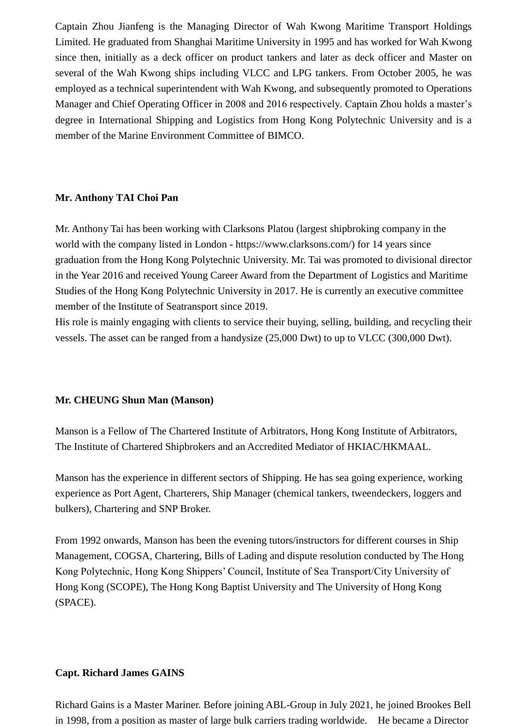Captain Zhou Jianfeng is the Managing Director of Wah Kwong Maritime Transport Holdings Limited. He graduated from Shanghai Maritime University in 1995 and has worked for Wah Kwong since then, initially as a deck officer on product tankers and later as deck officer and Master on several of the Wah Kwong ships including VLCC and LPG tankers. From October 2005, he was employed as a technical superintendent with Wah Kwong, and subsequently promoted to Operations Manager and Chief Operating Officer in 2008 and 2016 respectively. Captain Zhou holds a master's degree in International Shipping and Logistics from Hong Kong Polytechnic University and is a member of the Marine Environment Committee of BIMCO.

**Mr. Anthony TAI Choi Pan**

Mr. Anthony Tai has been working with Clarksons Platou (largest shipbroking company in the world with the company listed in London - https://www.clarksons.com/) for 14 years since graduation from the Hong Kong Polytechnic University. Mr. Tai was promoted to divisional director in the Year 2016 and received Young Career Award from the Department of Logistics and Maritime Studies of the Hong Kong Polytechnic University in 2017. He is currently an executive committee member of the Institute of Seatransport since 2019.
His role is mainly engaging with clients to service their buying, selling, building, and recycling their vessels. The asset can be ranged from a handysize (25,000 Dwt) to up to VLCC (300,000 Dwt).

**Mr. CHEUNG Shun Man (Manson)**

Manson is a Fellow of The Chartered Institute of Arbitrators, Hong Kong Institute of Arbitrators, The Institute of Chartered Shipbrokers and an Accredited Mediator of HKIAC/HKMAAL.

Manson has the experience in different sectors of Shipping. He has sea going experience, working experience as Port Agent, Charterers, Ship Manager (chemical tankers, tweendeckers, loggers and bulkers), Chartering and SNP Broker.

From 1992 onwards, Manson has been the evening tutors/instructors for different courses in Ship Management, COGSA, Chartering, Bills of Lading and dispute resolution conducted by The Hong Kong Polytechnic, Hong Kong Shippers' Council, Institute of Sea Transport/City University of Hong Kong (SCOPE), The Hong Kong Baptist University and The University of Hong Kong (SPACE).

**Capt. Richard James GAINS**

Richard Gains is a Master Mariner. Before joining ABL-Group in July 2021, he joined Brookes Bell in 1998, from a position as master of large bulk carriers trading worldwide. He became a Director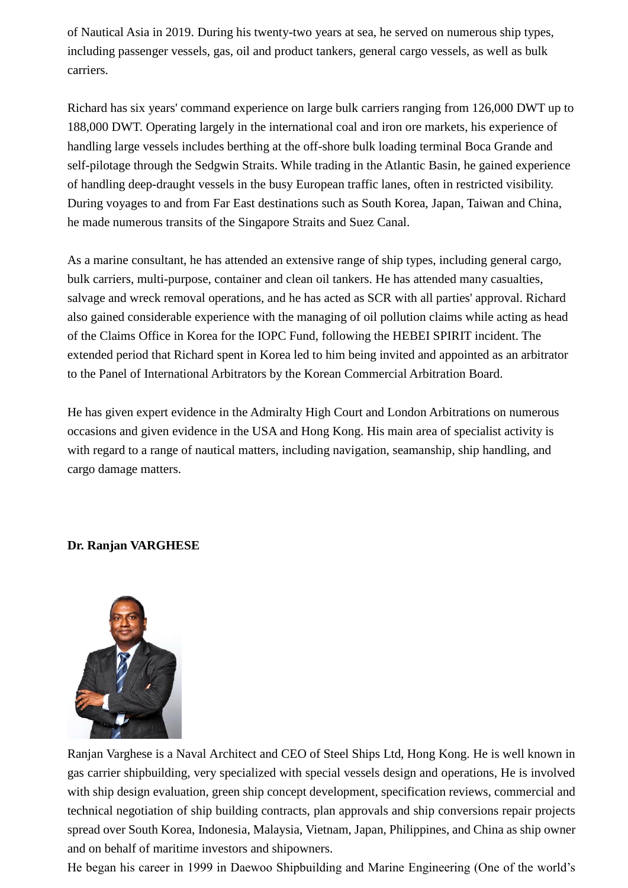of Nautical Asia in 2019. During his twenty-two years at sea, he served on numerous ship types, including passenger vessels, gas, oil and product tankers, general cargo vessels, as well as bulk carriers.

Richard has six years' command experience on large bulk carriers ranging from 126,000 DWT up to 188,000 DWT. Operating largely in the international coal and iron ore markets, his experience of handling large vessels includes berthing at the off-shore bulk loading terminal Boca Grande and self-pilotage through the Sedgwin Straits. While trading in the Atlantic Basin, he gained experience of handling deep-draught vessels in the busy European traffic lanes, often in restricted visibility. During voyages to and from Far East destinations such as South Korea, Japan, Taiwan and China, he made numerous transits of the Singapore Straits and Suez Canal.

As a marine consultant, he has attended an extensive range of ship types, including general cargo, bulk carriers, multi-purpose, container and clean oil tankers. He has attended many casualties, salvage and wreck removal operations, and he has acted as SCR with all parties' approval. Richard also gained considerable experience with the managing of oil pollution claims while acting as head of the Claims Office in Korea for the IOPC Fund, following the HEBEI SPIRIT incident. The extended period that Richard spent in Korea led to him being invited and appointed as an arbitrator to the Panel of International Arbitrators by the Korean Commercial Arbitration Board.

He has given expert evidence in the Admiralty High Court and London Arbitrations on numerous occasions and given evidence in the USA and Hong Kong. His main area of specialist activity is with regard to a range of nautical matters, including navigation, seamanship, ship handling, and cargo damage matters.

**Dr. Ranjan VARGHESE**

Ranjan Varghese is a Naval Architect and CEO of Steel Ships Ltd, Hong Kong. He is well known in gas carrier shipbuilding, very specialized with special vessels design and operations, He is involved with ship design evaluation, green ship concept development, specification reviews, commercial and technical negotiation of ship building contracts, plan approvals and ship conversions repair projects spread over South Korea, Indonesia, Malaysia, Vietnam, Japan, Philippines, and China as ship owner and on behalf of maritime investors and shipowners.

He began his career in 1999 in Daewoo Shipbuilding and Marine Engineering (One of the world's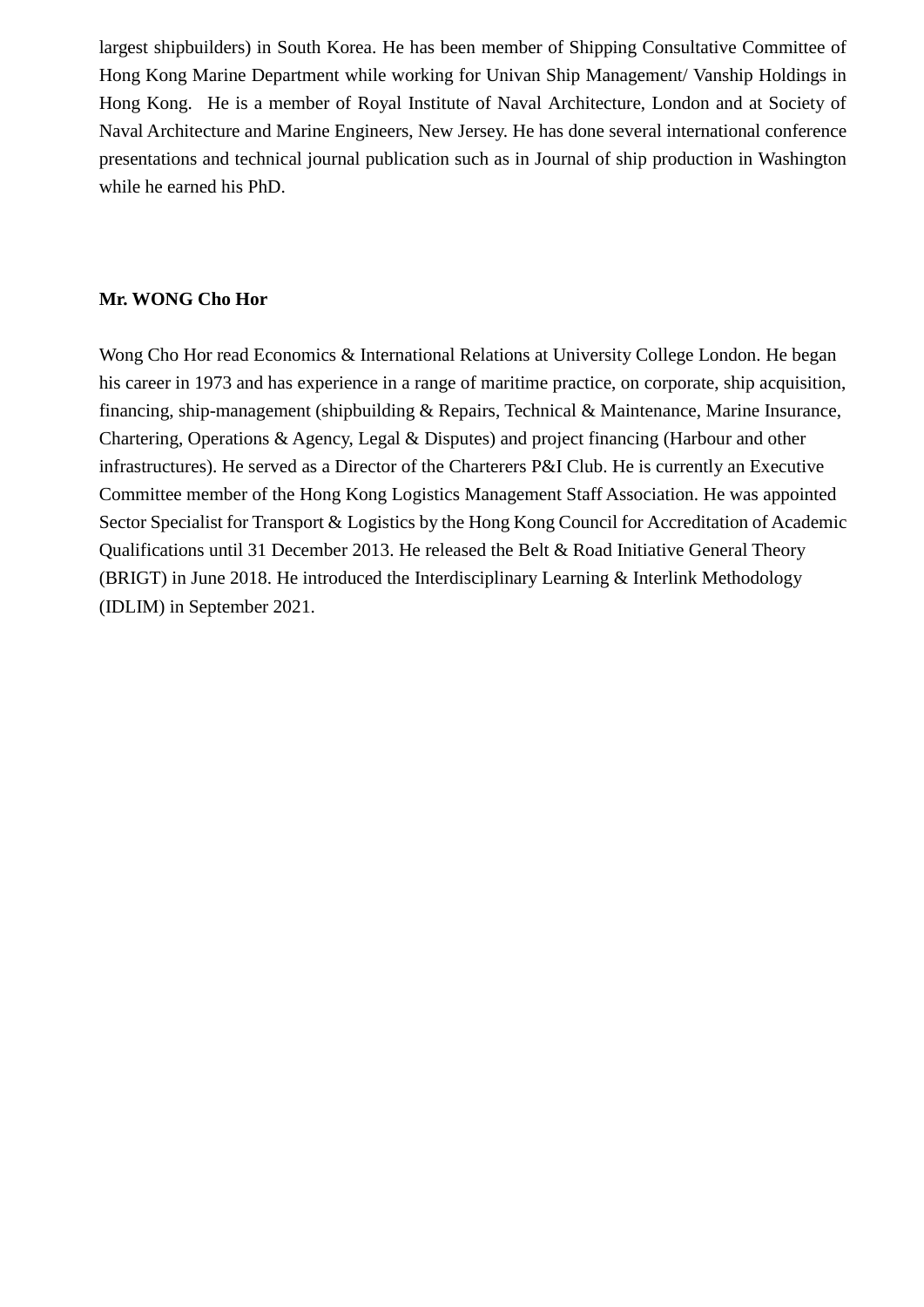largest shipbuilders) in South Korea. He has been member of Shipping Consultative Committee of Hong Kong Marine Department while working for Univan Ship Management/ Vanship Holdings in Hong Kong. He is a member of Royal Institute of Naval Architecture, London and at Society of Naval Architecture and Marine Engineers, New Jersey. He has done several international conference presentations and technical journal publication such as in Journal of ship production in Washington while he earned his PhD.

**Mr. WONG Cho Hor**

Wong Cho Hor read Economics & International Relations at University College London. He began his career in 1973 and has experience in a range of maritime practice, on corporate, ship acquisition, financing, ship-management (shipbuilding & Repairs, Technical & Maintenance, Marine Insurance, Chartering, Operations & Agency, Legal & Disputes) and project financing (Harbour and other infrastructures). He served as a Director of the Charterers P&I Club. He is currently an Executive Committee member of the Hong Kong Logistics Management Staff Association. He was appointed Sector Specialist for Transport & Logistics by the Hong Kong Council for Accreditation of Academic Qualifications until 31 December 2013. He released the Belt & Road Initiative General Theory (BRIGT) in June 2018. He introduced the Interdisciplinary Learning & Interlink Methodology (IDLIM) in September 2021.